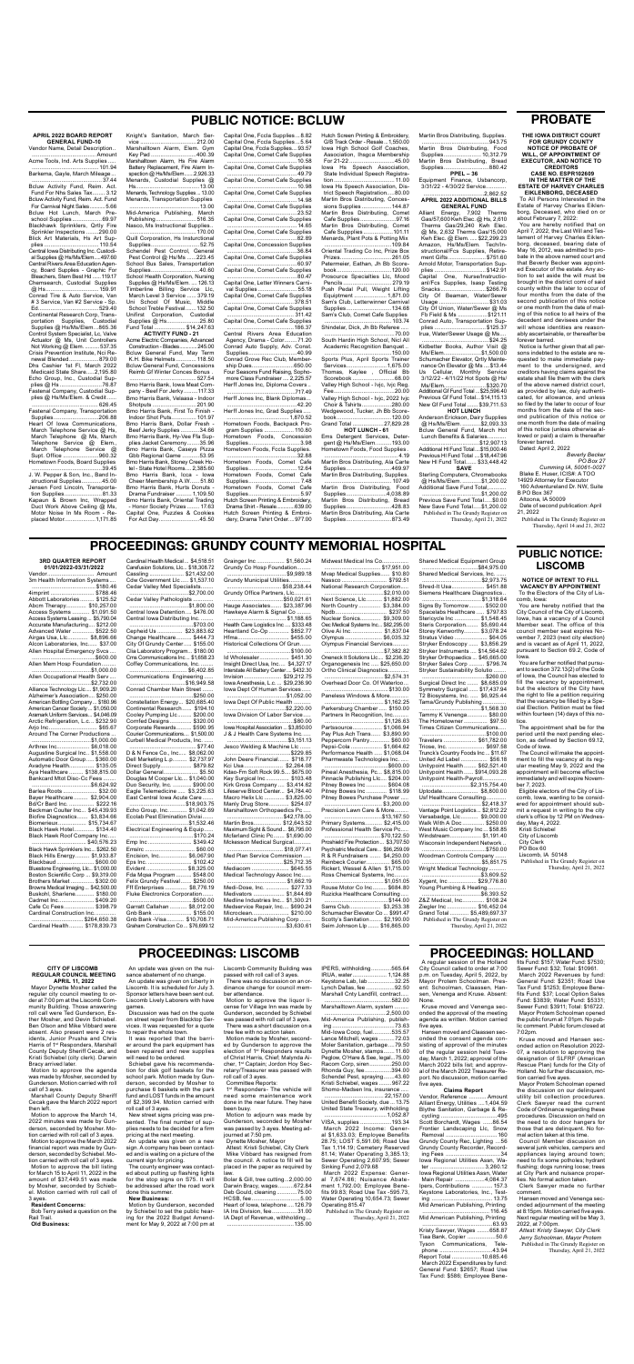# PUBLIC NOTICE: BCLUW

## APRIL 2022 BOARD REPORT GENERAL FUND-10

Vendor Name, Detail Description.......................................Amount

Acme Tools, Int. Arts Supplies.........................................101.94
Barkema, Gayle, March Mileage..........................................37.44
Bclue Activity Fund, Reim. Act. Fund For Nhs Sales Tax..........3.12
Bcluw Activity Fund, Reim. Act. Fund For Carnival Night Sales.........5.68
Bclue Hot Lunch, March Preschool Supplies..............................69.97
Blackhawk Sprinklers, Grlty Fire Sprinkler Inspections.........290.00
Blick Art Materials, Hs Art Supplies.......................................110.54
Central Iowa Distributing Inc, Custodial Supplies @ Hs/Ms/Elem.....497.60
Central Rivers Area Education Agency, Board Supplies - Graphic For Bleachers, Stem Best Hd.....119.17
Chemsearch, Custodial Supplies @ Hs..................................159.91
Conrad Tire & Auto Service, Van # 3 Service, Van #2 Service - Sp. Ed..........................................529.40
Continental Research Corp, Transportation Supplies, Custodial Supplies @ Hs/Ms/Elem.......865.36
Control System Specialist, Lc, Valve Actuator @ Ms, Unit Controllers Not Working @ Elem..........537.35
Crisis Prevention Institute, Nci Renewal Blended.......................879.00
Dhs - Cashier 1st Fl, March 2022 Medicaid State Share......2,195.80
Echo Group, Inc., Custodial Supplies @ Hs.................................76.87
Fastenal Company, Custodial Supplies @ Hs/Ms/Elem. & Credit...........................................626.45
Fastenal Company, Transportation Supplies.................................206.88
Heart Of Iowa Communications, March Telephone Service @ Hs, March Telephone @ Ms, March Telephone Service @ Elem., March Telephone Service @ Supt. Office..........................960.32
Hometown Foods, Board Supplies.............................................39.49
J. W. Pepper & Son, Inc., Band Instructional Supplies.................45.00
Jensen Ford Lincoln, Transportation Supplies.............................81.33
Kapaun & Brown Inc, Wrapped Duct Work Above Ceiling @ Ms, Motor Noise In Ms Room - Replaced Motor.........................1,171.85
Knight's Sanitation, March Service.......................................212.00
Marshalltown Alarm, Elem. Gym Key Pad..................................400.39
Marshalltown Alarm, Hs Fire Alarm Battery Replacement, Fire Alarm Inspection @ Hs/Ms/Elem.......2,926.33
Menards, Custodial Supplies @ Hs..............................................13.00
Menards, Technology Supplies...13.00
Menards, Transportation Supplies.............................................13.00
Mid-America Publishing, March Publishing......................................516.38
Nasco, Ms Instructional Supplies................................................170.00
Quill Corporation, Hs Instructional Supplies.....................................52.75
Schendel Pest Control, General Pest Control @ Hs/Ms.......223.45
School Bus Sales, Transportation Supplies.....................................40.60
School Health Corporation, Nursing Supplies @ Hs/Ms/Elem......126.13
Timberline Billing Service Llc, March Level 3 Service.......379.19
Ues School Of Music, Middle School Treble Festival.............132.50
Unified Corporation, Custodial Supplies @ Hs.........................25.80
Fund Total.............................$14,247.63

**ACTIVITY FUND - 21**

Acme Electric Companies, Advanced Construction - Blades..........245.00
Bclue General Fund, Maj Term K.H. Blee Helmets.....................118.50
Bclue General Fund, Concessions Reimb Of Winter Concess Bonus..........................................527.54
Bmo Harris Bank, Iowa Meat Company - Beef For Jerky..............171.33
Bmo Harris Bank, Velassa - Indoor Track Meet..............................201.90
Bmo Harris Bank, First To Finish - Indoor Shot Puts.......................101.97
Bmo Harris Bank, Dollar Fresh - Beef Jerky Supplies......................34.66
Bmo Harris Bank, Hy-Vee Fla Supplies Jacket Ceremony..................35.96
Bmo Harris Bank, Caseys Pizza @ Bb Regional Game......................53.95
Bmo Harris Bank, Stoney Creek Hotel - State Hotel Rooms.....2,385.60
Bmo Harris Bank, Ices - Iowa Cheer Membership A.W.....................51.60
Bmo Harris Bank, Hurts Donuts - Drama Fundraiser.......................1,109.50
Bmo Harris Bank, Oriental Trading - Honor Society Prizes...................17.63
Capital One, Puzzles & Cookies For Act Day...............................45.50
Capital One, Fcda Supplies......8.82
Capital One, Fcda Supplies......5.64
Capital One, Fcda Supplies.....93.57
Capital One, Comet Cafe Supplies.............................................10.58
Capital One, Comet Cafe Supplies.............................................10.38
Capital One, Comet Cafe Supplies.............................................14.98
Capital One, Comet Cafe Supplies.............................................14.65
Capital One, Comet Cafe Supplies.............................................23.52
Capital One, Concession Supplies.............................................36.64
Capital One, Comet Cafe Supplies.............................................60.97
Capital One, Comet Cafe Supplies.............................................82.09
Capital One, Letter Winners Carnival Supplies............................55.18
Capital One, Comet Cafe Supplies.............................................82.69
Capital One, Comet Cafe Supplies.............................................186.37
Central Rivers Area Education Agency, Drama - Sheet..........71.20
Conrad Auto Supply, Adv. Const. Supplies.....................................40.99
Conrad Grove Rec Club, Membership Dues.................................650.00
Four Seasons Fund Raising, Sophomore Class Fundraiser........2,225.57
Herff Jones Inc, Diploma Covers.......................................................77.49
Herff Jones Inc, Blank Diplomas.......................................................42.20
Herff Jones Inc, Grad Supplies.........................................................7.00
Hometown Foods, Backpack Program Supplies.............................110.80
Hometown Foods, Concession Supplies...................................3.98
Hometown Foods, Fcda Supplies.............................................32.68
Hometown Foods, Comet Cafe Supplies.......................................12.64
Hometown Foods, Comet Cafe Supplies.......................................7.48
Hometown Foods, Comet Cafe Supplies.......................................5.97
Hutch Screen Printing & Embroidery, Drama Shirt - Reissue........49.00
Hutch Screen Printing & Embroidery, Drama Debut Order.....977.00
Hutch Screen Printing & Embroidery, G/B Track Order - Resale...1,550.00
Iowa High School Golf Coaches, Association, Ihsgca Membership For 21-22....................................45.00
Iowa Hs Speech Association, State Individual Speech Registration..................................................11.00
Iowa Hs Speech Association, District Speech Registration......80.00
Martin Bros Distributing, Concessions Supplies.........................144.87
Martin Bros Distributing, Comet Cafe Supplies..............................97.16
Martin Bros Distributing, Comet Cafe Supplies.............................101.11
Menards, Plant Pots & Potting Mix..............................................109.64
Oriental Trading Co Inc, Prize Box Prizes....................................261.05
Petermeier, Eathan, Jh Bb Scorebook..........................................120.00
Processor Specialties Llc, Mood Pencils.......................................279.79
Push Pedal Pull, Weight Lifting Equipment..........................1,871.00
Sam's Club, Letterwinner Carnival Supplies..........................134.68
Sam's Club, Comet Cafe Supplies............................................103.74
Shindelar, Dick, Jh Bb Referee..............................................70.00
South Hardin High School, Nicl All Academic Recognition Banquet.........................................150.00
Sports Plus, April Sports Trainer Services..................................1,675.00
Thomas, Kaylee, Official Bb Scorebook.......................................68.00
Valley High School - Ivjc, Ivjc Reg. Fee......................................20.00
Valley High School - Ivjc, 2022 Ivjc Choir & Tshirts.........................280.00
Wedgewood, Tucker, Jh Bb Scorebook........................................120.00
Grand Total........................$27,829.28

**HOT LUNCH - 61**

Ems Detergent Services, Detergent @ Hs/Ms/Elem..................193.00
Hometown Foods, Food Supplies..............................................4.39
Martin Bros Distributing, Ala Carte Supplies..............................469.97
Martin Bros Distributing, Supplies...........................................107.49
Martin Bros Distributing, Food Supplies...............................4,038.89
Martin Bros Distributing, Bread Supplies..................................428.83
Martin Bros Distributing, Ala Carte Supplies..............................873.49
Martin Bros Distributing, Supplies.........................................943.75
Martin Bros Distributing, Food Supplies...............................10,312.79
Martin Bros Distributing, Bread Supplies.................................880.42

**PPEL – 36**

Equipment Finance, Usbancorp, 3/31/22 - 4/30/22 Service..................................................2,862.52

**APRIL 2022 ADDITIONAL BILLS GENERAL FUND**

Alliant Energy, 7902 Therms Gas/57,600 Kwh Elec @ Hs, 2,610 Therms Gas/29,240 Kwh Elec @ Ms, 2,632 Therms Gas/15,000 Kwh Elec, @ Elem.......$22,299.23
Amazon, Hs/Ms/Elem. Tech/Instructional/Fcs Supplies, Retirement Gifts...............................$751.60
Arnold Motor, Transportation Supplies..........................................$142.91
Capital One, Nurse/Instructional/Fcs Supplies, Isasp Testing Snacks...........................................$266.76
City Of Beaman, Water/Sewer Usage...........................................$31.53
City Of Union, Water/Sewer @ Ms Fb Field & Ms........................$121.11
Conrad Auto, Transportation Supplies..........................................$125.37
Frus, Water/Sewer Usage @ Ms................................................$26.25
Kidbelter Books, Author Visit @ Ms/Elem..................................$1,500.00
Schumacher Elevator, Qtrly Maintenance On Elevator @ Ms....$514.45
Us Cellular, Monthly Service 3/10/22 - 4/11/22 Hot Spots @ Hs/Ms/Elem.......................................$320.70
Additional Gf Fund Total...$25,969.40
Previous Gf Fund Total....$14,115.13
New Gf Fund Total.........$39,715.53

**HOT LUNCH**

Anderson Erickson, Dairy Supplies @ Hs/Ms/Elem.....................$2,093.33
Bclue General Fund, March Hot Lunch Benefits & Salaries.............................................$27,167.13
Additional Hl Fund Total....$15,000.46
Previous Hl Fund Total....$18,447.96
New Hl Fund Total..........$33,448.42

**SAVE**

Sterling Computers, Chromebooks @ Hs/Ms/Elem.......................$1,200.02
Additional Save Fund Total.......................................................$1,200.02
Previous Save Fund Total.......$0.00
New Save Fund Total......$1,200.02

Published in The Grundy Register on Thursday, April 21, 2022

# PROBATE

## THE IOWA DISTRICT COURT FOR GRUNDY COUNTY NOTICE OF PROBATE OF WILL, OF APPOINTMENT OF EXECUTOR, AND NOTICE TO CREDITORS CASE NO. ESPR102609 IN THE MATTER OF THE ESTATE OF HARVEY CHARLES EIKLENBORG, DECEASED

To All Persons Interested in the Estate of Harvey Charles Eiklenborg, Deceased, who died on or about February 7, 2022:

You are hereby notified that on April 7, 2022, the Last Will and Testament of Harvey Charles Eiklenborg, deceased, bearing date of May 16, 2012, was admitted to probate in the above named court and that Beverly Becker was appointed Executor of the estate. Any action to set aside the will must be brought in the district com of said county within the later to occur of four months from the date of the second publication of this notice or one month from the date of mailing of this notice to all heirs of the decedent and devisees under the will whose identities are reasonably ascertainable, or thereafter be forever barred.

Notice is further given that all persons indebted to the estate are requested to make immediate payment to the undersigned, and creditors having claims against the estate shall file them with the clerk of the above named district court, as provided by law, duly authenticated, for allowance, and unless so filed by the later to occur of four months from the date of the second publication of this notice or one month from the date of mailing of this notice (unless otherwise allowed or paid) a claim is thereafter forever barred.

Dated: April 2, 2022

*Beverly Becker*
*PO Box 27*
*Cumming IA, 50061-0027*

Blake E. Huser, ICIS# A 700
14929 Attorney for Executor
160 Adventureland Dr. NW, Suite B PO Box 367
Altoona, IA 50009

Date of second publication: April 21, 2022

Published in The Grundy Register on Thursday, April 14 and 21, 2022

# PROCEEDINGS: GRUNDY COUNTY MEMORIAL HOSPITAL

## 3RD QUARTER REPORT (01/01/2022-03/31/2022)

Vendor.......................................Amount
3m Health Information Systems......................................$180.46
3m.....................................................$188.46
Abbott Laboratories..............$125.52
Abcm Therapy.......................$70.00
Access Systems.................$1,091.50
Access Systems Leasing....$5,790.04
Accurate Manufacturing.......$212.00
Advanced Water...................$522.50
Airgas Usa, Llc.....................$8,696.66
Alcon Laboratories, Inc........$37.00
Allen Hospital Emergency Svcs.......................................$600.00
Allen Mem Hosp Foundation.......................................$1,000.00
Allen Occupational Health Serv.......................................$2,732.00
Alliance Technology Llc.....$1,909.20
Alzheimer's Association.......$250.00
American Bottling Company....$180.96
American Cancer Society......$1,050.00
Aramark Uniform Services...$4,046.09
Arctic Refrigeration, L.c......$232.90
Arjo Inc..................................$65.67
Around The Corner Productions.......................................$1,000.00
Arthrex Inc............................$6,018.00
Augustine Surgical Inc.......$1,558.00
Automatic Door Group........$360.00
Avaya Healthcare.................$135.05
Aya Healthcare..................$138,815.00
Bankcard Mid Illoc-Cc Fees.......................................$8,624.92
Bariatric Roots........................$32.00
Bayer Healthcare..................$2,904.00
Bd/Cr Bard Inc......................$222.16
Beckman Coulter Inc.........$45,439.93
Biofire Diagnostics..............$3,834.66
Biomerieux.........................$15,734.87
Black Hawk Hotel..................$134.40
Black Hawk Food Company Inc.......................................$40,576.23
Black Hawk Sprinklers Inc...$282.50
Black Hills Energy..............$1,933.87
Blackbaud............................$600.00
Bluestone Engineering, Llc...$1,000.00
Boston Scientific Corp.......$5,319.00
Brothers Market...................$302.00
Browns Medical Imaging....$42,500.00
Buskohl, Stefanie.................$180.00
Cadwell Inc..........................$409.20
Cafe Cc Fees.........................$398.79
Cardinal Construction Inc.......................................$264,650.38
Cardinal Health...............$178,839.73
Cardinal Health Medical....$4,518.51
Carefusion Solutions, Llc...$18,308.72
Cassling...............................$21,432.00
Cdw Government Llc..........$1,537.10
Cedar Valley Med Specialists.......................................$2,700.00
Cedar Valley Pathologists.......................................$1,800.00
Central Iowa Detention.........$476.00
Central Iowa Distributing Inc.......................................$700.00
Cepheid Us.......................$23,883.62
Change Healthcare..............$444.73
City Of Grundy Center.......$155.00
Clia Laboratory Program......$180.00
Cnc Communications Inc.....$1,668.23
Coffey Communications, Inc..................................$6,402.85
Communications Engineering...................................$16,949.58
Conrad Chamber Main Street..................................$250.00
Constellation Energy.........$20,685.44
Continental Research...........$394.10
Cooley Pumping Llc.............$200.00
Cordial Designs....................$320.00
Corporate Rewards...............$590.06
Counsel Communications...$1,500.00
Curbell Medical Products, Inc..................................$77.40
D & N Fence Co., Inc.........$8,062.00
Daft Marketing L.p..............$2,737.97
Direct Supply..........................$879.82
Dollar General..........................$5.50
Douglas M Cooper Llc.......$1,040.00
Due Security, Inc...................$900.00
Eagle Telemedicine.............$3,225.63
East Central Iowa Acute Care..................................$18,903.75
Echo Group, Inc..................$12,042.69
Ecolab Pest Elimination Divisi..................................$3,532.46
Electrical Engineering & Equip..................................$170.24
Emp Inc................................$349.42
Emsinc.......................................$60.00
Encision, Inc..........................$6,067.90
Eps Inc....................................$102.42
Evident...................................$8,325.00
Fda Mqsa Program.................$548.00
Felix Grundy Festival..............$250.00
Ff Enterprises........................$8,776.19
Fluke Electronics Corporation..................................$500.00
Garrett Callahan.....................$8,012.00
Gmb Bank..................................$155.00
Gnb Bank -Visa.....................$10,708.71
Graham Construction Co....$26,198.07
Grainger Inc.........................$1,560.24
Grundy Co Hosp Foundation..................................$9,989.18
Grundy Municipal Utilities..................................$56,238.44
Grundy Office Partners, Llc..................................$50,021.61
Hauge Associates...............$23,387.96
Hawkeye Alarm & Signal Co..................................$1,188.65
Health Care Logistics Inc.....$333.48
Heartland Co-Op......................$882.77
Hfma.........................................$455.00
Historical Collections Of Grun..................................$100.00
Id Wholesaler.........................$451.30
Insight Direct Usa, Inc........$4,327.17
Interstate All Battery Center...$432.30
Invision...............................$29,212.75
Iowa Anesthesia, L.c.........$29,236.90
Iowa Dept Of Human Services..................................$1,052.00
Iowa Dept Of Public Health..................................$2,220.00
Iowa Division Of Labor Service..................................$800.00
Iowa Hospital Association....$3,850.00
J & J Health Care Systems Inc..................................$3,151.13
Jesco Welding & Machine Llc..................................$229.85
John Deere Financial.............$178.77
Kci Usa..................................$2,264.08
Kdao-Fm Soft Rock 99.5.......$675.00
Key Surgical Inc......................$103.48
Kirk Gross Company.............$3,414.62
Lifeserve Blood Center.........$4,784.40
Macro Helix Llc......................$3,825.00
Manly Drug Store...................$254.07
Marshalltown Orthopedics Pc..................................$42,178.00
Martin Bros............................$12,643.52
Maximum Sight & Sound...$6,795.00
Mcfarland Clinic Pc..............$1,890.00
Mckesson Medical Surgical..................................$18,077.41
Med Plan Service Commission..................................$25,772.35
Medacom.................................$645.55
Medical Technology Assoc Inc..................................$1,862.19
Medi-Dose, Inc.........................$277.33
Medivators Inc.........................$8,443.29
Medline Industries Inc.......$1,300.21
Medservice Repair, Inc........$690.24
Microclean..............................$210.00
Mid-America Publishing Corp..................................$3,630.61
Midwest Medical Ins Co..................................$17,957.00
Mvap Medical Supplies......$10.80
Nasco...................................$792.51
National Research Corporation..................................$11,040.00
Next Lesson, Llc..................$1,882.00
North Country....................$23,384.00
Npdb..........................................$237.50
Nuclear Services....................$9,309.00
Oec Medical Systems Inc...$62,295.00
Olive Ai Inc..........................$1,837.04
Olympus...................................$6,035.32
Olympus Financial Services..................................$7,382.82
Oneneck It Solutions Llc.....$2,236.20
Organogenesis Inc............$25,650.00
Ortho Clinical Diagnostics..................................$2,574.31
Overhead Door Co. Of Waterloo..................................$130.00
Painless Windows & More..................................$1,162.25
Parkersburg Chamber..............$150.00
Partners In Recognition, Inc..................................$1,126.63
Paricource.............................$1,066.94
Pay Plus Ach Trans...........$3,890.90
Peppercorn Pantry..................$60.00
Pepsi-Cola..............................$1,664.62
Performance Health............$1,068.04
Pharmaceutic Technologies Inc..................................$600.00
Pineal Anesthesia, Pc..........$8,815.00
Pinnacle Publishing Llc........$204.00
Pitney Bowes Inc.....................$604.08
Pitney Bowes Inc.....................$118.99
Pitney Bowes Purchase Power..................................$3,200.00
Precision Lawn Care & More..................................$13,167.50
Premier Inc.............................$2,415.00
Professional Health Service Pc..................................$70,122.50
Proshield Fire Protection....$3,707.50
Psychiatric Medical Care....$96,259.00
R & R Fundraiser...............$4,250.00
Rambeck Courier....................$65.00
Rickert, Wessel & Allen $1,715.00
Rnas Chemical Systems, Inc..................................$1,051.05
Rouse Motor Co Inc.................$684.80
Ruzicka Healthcare Consulting..................................$144.00
Sams Club..........................$3,253.36
Schumacher Elevator Co...$991.47
Scotty's Sanitation...............$2,190.00
Seim Johnson Llp..............$16,865.00
Shared Medical Equipment Group..................................$84,975.00
Shared Medical Services, Inc..................................$2,973.75
Shred-It Usa..........................$451.88
Siemens Healthcare Diagnostics..................................$1,018.64
Signs By Tomorrow..............$502.00
Specialists Healthcare.........$797.83
Stericycle Inc........................$1,548.45
Steris Corporation.............$5,690.44
Stoney Keewnelty.................$3,078.24
Stratus Video...........................$64.05
Stryker Endoscopy...............$3,858.09
Stryker Instruments.............$14,564.62
Stryker Orthopaedics........$46,665.00
Stryker Sales Corp..................$796.74
Stryker Sustainability Solutio..................................$260.00
Surgical Direct Inc.................$8,685.00
Symmetry Surgical.............$17,437.94
Tj Biosystems, Inc...................$6,026.28
Tama/Grundy Publishing..................................$1,568.30
Tammy K Venenga..................$60.00
The Hometowner....................$97.50
Times Citizen Communications..................................$10.00
Travelers.............................$61,782.00
Trioss, Inc...............................$992.00
Truvick's Country Foods Inc....$151.67
United Ad Label........................$66.18
Unitypoint Health................$62,521.40
Unitypoint Health...............$914,005.28
Unitypoint Health-Payroll..................................$2,315,764.40
Uptodate..................................$8,600.00
Usf Healthcare Consulting..................................$2,418.37
Vantage Point Logistics.....$2,872.24
Verisdialogic, Llc.................$9,000.00
Walk With A Doc.....................$210.00
West Music Company Inc.....$58.85
Windstream...........................$1,191.40
Wisconsin Independent Network..................................$750.00
Woodman Controls Company..................................$6,851.75
Wright Medical Technology..................................$3,609.52
Xygent, Inc.............................$29,776.80
Young Plumbing & Heating..................................$6,393.52
Z&Z Medical, Inc...................$108.24
Ziegler Inc..............................$16,452.04
Grand Total.....................$5,489,697.37

Published in The Grundy Register on Thursday, April 21, 2022

# PUBLIC NOTICE: LISCOMB

## NOTICE OF INTENT TO FILL VACANCY BY APPOINTMENT

To the Electors of the City of Liscomb, Iowa:

You are hereby notified that the City Council of the City of Liscomb, Iowa, has a vacancy of a Council Member seat. The office of this council member seat expires November 7, 2023 (next city election) and is vacant as of April 11, 2022, pursuant to Section 69.2, Code of Iowa.

You are further notified that pursuant to section 372.13(2) of the Code of Iowa, the Council has elected to fill the vacancy by appointment, but the electors of the City have the right to file a petition requiring that the vacancy be filled by a Special Election. Petition must be filed within fourteen (14) days of this notice.

The appointment shall be for the period until the next pending election, as defined by Section 69.12, Code of Iowa.

The Council will make the appointment to fill the vacancy at its regular meeting May 9, 2022 and the appointment will become effective immediately and will expire November 7, 2023.

Eligible electors of the City of Liscomb, Iowa, wanting to be considered for appointment should submit a request in writing to the city clerk's office by 12 PM on Wednesday, May 4, 2022.

Kristi Schiebel
City of Liscomb
City Clerk
PO Box 60
Liscomb, IA 50148

Published in The Grundy Register on Thursday, April 21, 2022

# PROCEEDINGS: LISCOMB

## CITY OF LISCOMB REGULAR COUNCIL MEETING APRIL 11, 2022

Mayor Dynette Mosher called the regular city council meeting to order at 7:00 pm at the Liscomb Community Building. Those answering roll call were Ted Gunderson, Esther Mosher, and Devin Schiebel. Ben Olson and Mike Vibbard were absent. Also present were 2 residents, Junior Prusha and Chris Harris of 1st Responders, Marshall County Deputy Sheriff Gecak, and Kristi Schiebel (city clerk). Darwin Bracy arrived later.

Motion to approve the agenda was made by Mosher, seconded by Gunderson. Motion carried with roll call of 3 ayes.

Marshall County Deputy Sheriff Cecak gave the March 2022 report then left.

Motion to approve the March 14, 2022 minutes was made by Gunderson, seconded by Mosher. Motion carried with roll call of 3 ayes.

Motion to approve the March 2022 financial report was made by Gunderson, seconded by Schiebel. Motion carried with roll call of 3 ayes.

Motion to approve the bill listing for March 15 to April 11, 2022 in the amount of $37,449.51 was made by Mosher, seconded by Schiebel. Motion carried with roll call of 3 ayes.

**Resident Concerns:**

Bob Terry asked a question on the Rail Trail.

**Old Business:**

An update was given on the nuisance abatement of no change.

An update was given on Liscomb's It is scheduled for July 3. Sponsor letters have been sent out. Liscomb Lovely Laborers with have games.

Discussion was had on the quote on street repair from Blacktop Services. It was requested for a quote to repair the whole town.

It was reported that the barrier around the park equipment has been repaired and new supplies will need to be ordered.

Schiebel gave his recommendation for disc golf baskets for the school park. Motion made by Gunderson, seconded by Mosher to purchase 8 baskets with the park fund and LOST funds in the amount of $2,399.94. Motion carried with roll call of 3 ayes.

New street signs pricing was presented. The final number of supplies needs to be decided for a firm pricing at the next meeting.

An update was given on a new sign. A company has been contacted and is waiting on a picture of the current sign for pricing.

The county engineer was contacted about putting up flashing lights for the stop signs on S75. It will be addressed after the road work done this summer.

**New Business:**

Motion by Gunderson, seconded by Schiebel to set the public hearing for the 2022 Budget Amendment for May 9, 2022 at 7:00 pm at Liscomb Community Building was passed with roll call of 3 ayes.

There was no discussion on an ordinance change for council member attendance.

Motion to approve the liquor license for Village Inn was made by Gunderson, seconded by Schiebel was passed with roll call of 3 ayes.

There was a short discussion on a tree fee with no action taken.

Motion made by Mosher, seconded by Gunderson to approve the election of 1st Responders results of Christ Harris, Chief; Malynda Archer, 1st Captain; Jordon Foy Secretary/Treasurer was passed with roll call of 3 ayes.

Committee Reports:

1st Responders- The vehicle will need some maintenance work done in the near future. They have been busy.

Motion to adjourn was made by Gunderson, seconded by Mosher was passed by 3 ayes. Meeting adjourned at 7:50 pm.

Dynette Mosher, Mayor

Attest: Kristi Schiebel, City Clerk

Mike Vibbard has resigned from the council. A notice to fill will be placed in the paper as required by law.

Bolar & Gill, tree cutting...2,000.00
Darwin Bracy, wages..........672.84
Deb Gould, cleaning...............75.00
HCSB, fee..................................5.00
Iowa of Iowa, telephone.......126.79
IA Ins Division, fee..................31.00
IA Dept of Revenue, withholding...........................................135.00
IPERS, withholding..................565.64
IRUA, water........................1,124.88
Keystone Lab, lab...................32.25
Lynch Dallas, fee......................92.50
Marshall Cnty Landfill, contract...........................................582.00
Marshalltown Alarm, system...........................................2,500.00
Mid-America Publishing, publishing..............................................75.63
Mid-Iowa Coop, fuel...............535.57
Lance Mitchell, wages..............72.03
Moler Sanitation, garbage.......79.50
Dynette Mosher, stamps...........11.60
Pegion, O'Hare & See, legal...75.00
Racom Corp..........................250.00
Rhonda Guy, fee....................394.00
Schiebel Pest, spraying...........43.60
Kristi Schiebel, wages............967.22
Shomo-Nielsen Ins, insurance...........................................22,157.00
United Benefit Society, due...13.75
United State Treasury, withholding...........................................1,052.87
VISA, supplies.......................193.34
March 2022 Income: General $1,633.03; Employee Benefits 28.75; LOST 5,591.06; Road Use Tax 1,114.19; Cemetery Reserved 81.14; Water Operating 3,385.13; Sewer Operating 2,607.95; Sewer Sinking Fund 2,079.68

March 2022 Expense: General 7,674.88; Nuisance Abatement 1,792.00; Employee Benefits 99.83; Road Use Tax -595.73; Water Operating 10,654.73; Sewer Operating 815.47

Published in The Grundy Register on Thursday, April 21, 2022

# PROCEEDINGS: HOLLAND

A regular session of the Holland City Council called to order at 7:00 p.m. on Tuesday, April 5, 2022, by Mayor Protem Schoolman. Present: Schoolman, Claassen, Hansen, Venenga and Kruse. Absent: None.

Kruse moved and Venenga seconded the approval of the meeting agenda as written. Motion carried five ayes.

Hansen moved and Claassen seconded the consent agenda consisting of approval of the minutes of the regular session held Tuesday, March 1, 2022; approval of the March 2022 bills list; and approval of the March 2022 Treasurer Report. No discussion, motion carried five ayes.

**Claims Report**

Vendor Reference....................Amount
Alliant Energy, Utilities.........1,404.58
Blythe Sanitation, Garbage & Recycling.....................................1,115.00
Grundy County Rec, Lighting....56
Grundy County Recorder, Recording Fees.....................................34
Iowa Regional Utilities Assn, Water.....................................3,260.12
Iowa Regional Utilities Assn, Water Main Repair...........................4,084.37
Ipers, Contributions................157.3
Keystone Laboratories, Inc., Testing.........................................13.75
Mid American Publishing, Printing.........................................116.45
Mid American Publishing, Printing.........................................63.93
Kristy Sawyer, Wages.............658.87
Tiaa Bank, Copier...................50.6
Tyson Communications, Telephone..........................................43.94
Report Total.......................10,685.46

March 2022 Expenditures by fund: General $3,657; Road Use Tax Fund: $586; Employee Benefits Fund: $157; Water Fund: $7530; Sewer Fund: $32. Total: $10981.

March 2022 Revenues by fund: General Fund: $2351; Road Use Tax Fund: $1253; Employee Benefits Fund: $37; Local Option Sales Fund: $3839; Water Fund: $5331; Sewer Fund: $3911; Total: $16722.

Mayor Protem Schoolman opened the public forum at 7:01pm. No public comment. Public forum closed at 7:02pm.

Kruse moved and Hansen seconded Resolution 2022-07, a resolution to approving the designation of SLFRF (American Rescue Plan) funds for the City of Holland. No further discussion, motion carried five ayes.

Mayor Protem Schoolman opened the discussion on our delinquent utility bill collection procedures. Clerk Sawyer read the current Code of Ordinance regarding these procedures. Discussion on the need to do door hangers for those that are delinquent. No formal action taken at this time.

Council Member discussion on several junk vehicles, campers and appliances laying around town, need to fix some potholes; hydrant flushing; dogs running loose; trees at City Park and nuisance properties. No formal action taken.

Clerk Sawyer made no further comment.

Hansen moved and Venenga seconded adjournment of the meeting at 8:15pm. Motion carried five ayes. Next regular meeting will be May 3, 2022, at 7:00pm.

*Attest: Kristy Sawyer, City Clerk*
*Jerry Schoolman, Mayor Protem*

Published in The Grundy Register on Thursday, April 21, 2022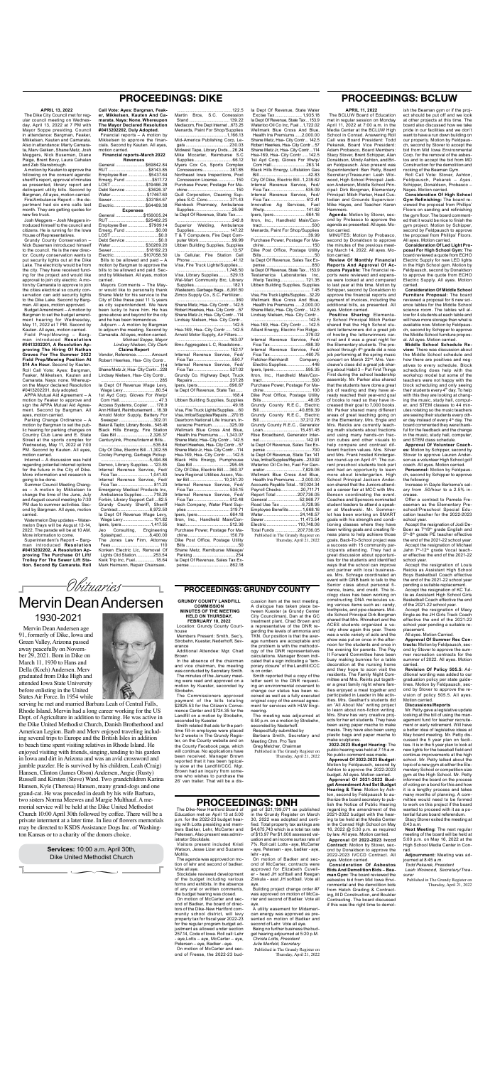# PROCEEDINGS: DIKE

**APRIL 13, 2022**

The Dike City Council met for regular council meeting on Wednesday, April 13, 2022 at 7 PM with Mayor Soppe presiding. Council in attendance: Bargman, Feaker, Mikkelsen, Kauten and Camarata. Also in attendance: Marty Camarata, Marv Geiken, Shane Metz, Josh Meggers, Nick Buseman, Diane Paige, Brent Bovy, Laura Cahalan and Zeb Stansbrough.

A motion by Kauten to approve the following on the consent agenda: sheriff's report, approval of minutes as presented, library report and delinquent utility bills. Second by Bargman. All ayes, motion carried.

Fire/Ambulance Report – the department had six ems calls last month. They are getting quotes for new fire truck.

Josh Meggers – Josh Meggers introduced himself to the council and citizens. He is running for the Iowa House of Representatives.

Grundy County Conservation – Nick Buseman introduced himself to the council. He is the new director. County conservation wants to put security lights out at the Dike Lake. The electricity would be from the city. They have received funding for the project and would like approval to join city electric. A motion by Camarata to approve to join the cities electrical so county conservation can add security lights to the Dike Lake. Second by Bargman. All ayes, motion approved.

Budget Amendment – A motion by Bargman to set the budget amendment hearing for Wednesday, May 11, 2022 at 7 PM. Second by Kauten. All ayes, motion carried.

Field Prep/Mowing – Bargman introduced **Resolution #0413202201, A Resolution Approving The Hiring Of Nathan Graves For The Summer 2022 Field Prep/Mowing Position At $14 An Hour.** Second by Kauten. Roll Call Vote: Ayes: Bargman, Feaker, Mikkelsen, Kauten and Camarata. Nays: none. Whereupon the Mayor declared Resolution #0413202201, duly adopted.

APPA Mutual Aid Agreement – A motion by Feaker to approve and sign the APPA Mutual Aid Agreement. Second by Bargman. All ayes, motion carried.

Parking Change Ordinance – A motion by Bargman to set the public hearing for parking changes on Country Club Lane and E State Street at the sports complex for Wednesday, May 11, 2022 at 7:00 PM. Second by Kauten. All ayes, motion carried.

Internet – A discussion was held regarding potential internet options for the future in the City of Dike. More information and research is going to be done.

Summer Council Meeting Changes – A motion by Mikkelsen to change the time of the June, July and August council meeting to 7:30 PM due to summer activities. Second by Bargman. All ayes, motion carried.

Watermelon Day updates – Watermelon Days will be August 12-14, 2022. The parade will be at 10 AM. More information to come.

Superintendent's Report – Bargman introduced **Resolution #0413202202, A Resolution Approving The Purchase Of Lift/Trolley For The Sewer Lift Station. Second By Camarata. Roll Call Vote: Ayes: Bargman, Feaker, Mikkelsen, Kauten And Camarata. Nays: None. Whereupon The Mayor Declared Resolution #0413202202, Duly Adopted.**

Financial reports – A motion by Mikkelsen to approve the financials. Second by Kauten. All ayes, motion carried.

**Financial reports-March 2022**

**Revenues**

General ..................$69842.84
RUT .......................$8143.85
Employee Ben............$5437.64
Emerg. Fund ..............$517.72
LOST ......................$19466.28
Debt Service ..............$3626.37
Water .......................$17467.60
Sewer ......................$33184.67
Electric .....................$64469.38

**Expenses**

General ...................$156005.24
RUT .........................$25462.25
Employee Ben............$7909.14
Emerg. Fund ...............$0.00
LOST ..........................$0.0
Debt Service ................$0.0
Water .......................$30269.20
Sewer .......................$18192.23
Electric ...................$107658.50

Bills to be allowed and paid – A motion by Bargman to approve the bills to be allowed and paid. Second by Mikkelsen. All ayes, motion carried.

Mayors Comments – The Mayor would like to personally thank Shane Metz for his service to the City of Dike these past 11 ½ years as city superintendent. We have been lucky to have him. He has gone above and beyond for the city and he has been tremendous.

Adjourn – A motion by Bargman to adjourn the meeting. Second by Camarata. All ayes, motion carried.

*Michael Soppe, Mayor*
*Lindsay Nielsen, City Clerk*

**Claims Report**

Vendor, Reference........... Amount
Robert Heerkes, Hsa- City Contr....
......................................114
Shane Metz Jr. Hsa- City Contr. ..228
Lindsay Nielsen, Hsa- City Contr...
......................................285
Ia Dept Of Revenue Wage Levy, Wage Levy.......................80.54
Ind Ayd Corp, Gloves For Wwtp/Com Hall..........................47.3
Access Systems, Copier ........178.9
Ann Hilliard, Reimbursement ...18.39
Arnold Motor Supply, Battery For Sweeper .................................302.01
Bauer & Taylor, Library Books ...545.48
Black Hills Energy, Fire Station Gas Bill ............................2,326.57
Centurylink, Phone/Internet Bills.....
......................................535.84
City Of Dike, Electric Bill ....1,302.55
Cooley Pumping, Garbage Pickup..
...................................5,494.86
Demco, Library Supplies ......123.85
Internal Revenue Service, Fed/Fica Tax.........................1,041.83
Internal Revenue Service, Fed/Fica Tax...........................811.23
Emergency Medical Products Inc, Ambulance Supplies ..........718.29
Forbin, Library Support Call ...62.5
Grundy County Sheriff, Sheriff Contract ..........................8,972.50
Ia Dept Of Revenue Wage Levy, Wage Levy.......................101.82
Ipers, Ipers .......................1,417.55
Jeo Consulting, Engineering Splashpad........................8,400.00
The Jones Law Firm, Attorney Fees..................................110
Konken Electric Llc, Removal Of Lights Old Station.................253.54
Kwik Trip Inc, Fuel...............18.64
Mark Heimann, Repair Chainsaw...
......................................122.5
Martin Bros, S.C. Concession Stand.............................139.22
Mediacom, Fire Dept Internet ..673.25
Menards, Paint For Shop/Supplies.
...................................1,166.13
Mid-America Publishing Corp, Legals.................................230.03
Midwest Tape, Library Dvds .....26.24
Mike Mccarter, Reimburse S.C Supplies...............................66.12
Myers Cox Co, Sports Complex Concessions.......................387.65
Northeast Iowa Inspections, Pool Concession License..............150
Purchase Power, Postage For Machine..................................150
Quill Corporation, Cleaning Supplies S.C. Conc...................371.43
Reinbeck Pharmacy, Ambulance Supplies..............................25.96
Ia Dept Of Revenue, State Tax.........
.......................................242.8
Superior Welding, Ambulance Supplies..............................147.22
T & T Computers, Fire Dept Computer Work.............................99.99
Ubben Building Supplies, Supplies
.........................................13.57
Us Cellular, Fire Station Cell Phone ................................41.12
Visa, Fire Truck Lights/Supplies.......
...................................1,748.50
Visa, Library Supplies ........529.13
Wal-Mart Community Brc, Library Supplies..............................152.1
Wasleston, Garbage Bags ....6,091.50
Zimco Supply Co., S.C. Fertilizer.....
.........................................360
Shane Metz, Hsa- City Contr. ...142.5
Robert Heerkes, Hsa- City Contr...57
Shane Metz Jr. Hsa- City Contr...114
Lindsay Nielsen, Hsa- City Contr.....
.......................................142.5
Hsa-169, Hsa- City Contr ......142.5
Arnold Motor Supply, Air Filters........
.......................................163.07
Bmc Aggregates L C, Roadstone.....
.......................................152.17
Internal Revenue Service, Fed/Fica Tax..........................550.7
Internal Revenue Service, Fed/Fica Tax............................527.62
Grundy Co Highway Dept, Truck Repairs.............................237.28
Ipers, Ipers .......................696.67
Ia Dept Of Revenue, State Tax.........
.......................................168.4
Ubben Building Supplies, Supplies.
........................................49.18
Visa, Fire Truck Lights/Supplies ...90
Visa, Infra/Supplies/Repairs .....270.15
Dearborn National Life Insuran, Insurance Premium ................225.09
Wellmark Blue Cross And Blue, Health Ins Premiums ..........1,343.07
Shane Metz, Hsa- City Contr. ...142.5
Robert Heerkes, Hsa- City Contr ...57
Shane Metz Jr. Hsa- City Contr...114
Hsa-169, Hsa- City Contr .......142.5
Black Hills Energy, Pumphouse Gas Bill..............................295.45
City Of Dike, Electric Bill.......380.37
Iowa Regional Utilities Assoc, Water Bill............................10,251.20
Internal Revenue Service, Fed/Fica Tax..........................535.15
Internal Revenue Service, Fed/Fica Tax..........................512.48
Hach Company, Water Plant Supplies................................319.71
Ipers, Ipers .......................664.18
Itron, Inc., Handheld Main/Contract.................................512.38
Purchase Power, Postage For Machine..................................150.79
Dike Post Office, Postage Utility Bills....................................50
Shane Metz, Reimburse Mileage/Parking.............................254
Ia Dept Of Revenue, Sales Tax Expense...............................862.18
Ia Dept Of Revenue, State Water Excise Tax....................1,935.18
Ia Dept Of Revenue, State Tax...153.9
Waterloo Oil Co Inc, Fuel ...1,722.02
Wellmark Blue Cross And Blue, Health Ins Premiums......2,000.00
Shane Metz, Hsa- City Contr. ...142.5
Robert Heerkes, Hsa- City Contr ...57
Shane Metz Jr. Hsa- City Contr...114
Hsa-169, Hsa- City Contr .......142.5
1st Ayd Corp, Gloves For Wwtp/Com Hall..........................263.14
Black Hills Energy, Liftstation Gas Bill.....................................42.83
City Of Dike, Electric Bill..1,239.62
Internal Revenue Service, Fed/Fica Tax..........................535.09
Internal Revenue Service, Fed/Fica Tax..........................512.41
Innovative Ag Services, Fuel Wwtp................................141.62
Ipers, Ipers .......................664.16
Itron, Inc., Handheld Main/Contract.................................500
Menards, Paint For Shop/Supplies.
.........................................39.99
Purchase Power, Postage For Machine...............................150
Dike Post Office, Postage Utility Bills.....................................50
Ia Dept Of Revenue, Sales Tax Expense..............................850
Ia Dept Of Revenue, State Tax...153.9
Testamerica Laboratories Inc, Wwtp Testing.......................721.35
Ubben Building Supplies, Supplies.
.........................................7.45
Visa, Fire Truck Lights/Supplies ..32.29
Wellmark Blue Cross And Blue, Health Ins Premiums......2,000.00
Shane Metz, Hsa- City Contr. ...142.5
Lindsay Nielsen, Hsa- City Contr....
.......................................142.5
Hsa-169, Hsa- City Contr .......142.5
Alliant Energy, Electric Fox Ridge...
.......................................379.02
Internal Revenue Service, Fed/Fica Tax..........................489.39
Internal Revenue Service, Fed/Fica Tax..........................460.75
Fletcher-Reinhardt Company, Electric Supplies...................446
Ipers, Ipers .......................595.35
Itron, Inc., Handheld Main/Contract.................................500
Purchase Power, Postage For Machine.............................100
Dike Post Office, Postage Utility Bills.....................................48.05
Grundy County R.E.C., Electric Bill..............................40,859.39
Grundy County R.E.C., Electric Bill..............................37,212.78
Grundy County R.E.C., Generator Loan..............................15,451.45
Rise Broadband, Generator Internet......................................142.91
Ia Dept Of Revenue, Sales Tax Expense..............................700
Ia Dept Of Revenue, State Tax.164.14
Visa, Infra/Supplies/Repairs ..230.92
Waterloo Oil Co Inc, Fuel For Generator.................................7,829.06
Wellmark Blue Cross And Blue, Health Ins Premiums......2,000.00
Accounts Payable Total....187,024.34
Payroll Checks................20,711.71
Report Total...................207,736.05
General..........................52,968.77
Road Use Tax....................6,728.95
Employee Benefits.............1,668.16
Water.................................24,148.57
Sewer................................11,473.54
Electric.............................110,748.06
Total Funds....................207,736.05

Published in The Grundy Register on Thursday, April 21, 2022

# Obituaries

# Mervin Dean Andersen

## 1930-2021

Mervin Dean Andersen age 91, formerly of Dike, Iowa and Green Valley, Arizona passed away peacefully on November 29, 2021. Born in Dike on March 11, 1930 to Hans and Della (Koch) Andersen. Merv graduated from Dike High and attended Iowa State University before enlisting in the United States Air Force. In 1954 while serving he met and married Barbara Leah of Central Falls, Rhode Island. Mervin had a long career working for the US Dept. of Agriculture in addition to farming. He was active in the Dike United Methodist Church, Danish Brotherhood and American Legion. Barb and Merv enjoyed traveling including several trips to Europe and the British Isles in addition to beach time spent visiting relatives in Rhode Island. He enjoyed visiting with friends, singing, tending to his garden in Iowa and dirt in Arizona and was an avid crossword and jumble puzzler. He is survived by his children, Leah (Craig) Hansen, Clinton (James Olson) Andersen, Angie (Rusty) Russell and Kirsten (Steve) Ward. Two grandchildren Karina Hansen, Kyle (Theresa) Hansen, many grand-dogs and one grand-cat. He was preceded in death by his wife Barbara, two sisters Norma Meewes and Margie Multhauf. A memorial service will be held at the Dike United Methodist Church 10:00 April 30th followed by coffee. There will be a private interment at a later time. In lieu of flowers memorials may be directed to KSDS Assistance Dogs Inc. of Washington Kansas or to a charity of the donors choice.

**Services:** 10:00 a.m. April 30th, Dike United Methodist Church

# PROCEEDINGS: GRUNDY COUNTY

**GRUNDY COUNTY LANDFILL COMMISSION MINUTES OF THE MEETING HELD ON THURSDAY, FEBRUARY 10, 2022**

Location: Grundy County Courthouse

Members Present: Smith, Sec'y, Strobehn, Kuester, Nederhoff, Severance

Additional Attendee: Mgr. Chad Brown

In the absence of the chairman and vice chairman, the meeting was conducted by Secretary Smith.

The minutes of the January meeting were read and approved on a motion by Kuester, seconded by Strobehn.

The Commissioners approved payment of the bills totaling $2825.53 for the Citizen's Convenience Center and $724.35 for the Landfill on a motion by Strobehn, seconded by Kuester.

Smith related that ads for the part-time fill-in employee were placed for 2 weeks in The Grundy Register, on the County website and on the County Facebook page, which will continue. No applications have been received. Manager Brown reported that it has been typically slow at the Landfill/CCC. Mgr. Brown had an inquiry from someone who wishes to purchase the 26' van trailer. That will be a discussion item at the next meeting. A dialogue has taken place between Kuester (a Grundy Center City Councilman), Dan at the GC treatment plant, Chad Brown and a representative of the DNR regarding the levels of ammonia and TKN. Our position is that the average numbers are acceptable and the problem is with the methodology of the DNR representatives calculations. Manager Brown indicated that a sign indicating a "temporary closure" of the Landfill/CCC is on order.

Smith reported that a copy of the letter sent to the DNR requesting an environmental covenant to change our status has been received as well as a fully executed original copy of the annual agreement for services with HLW Engineering.

The meeting was adjourned at 6:50 p.m. on a motion by Strobehn, seconded by Nederhoff.

Respectfully submitted by
Barbara Smith, Secretary and
Meeting Chm. Pro Tem
Greg Melcher, Chairman

Published in The Grundy Register on Thursday, April 21, 2022

# PROCEEDINGS: DNH

The Dike-New Hartford Board of Education met on April 13 at 5:00 p.m. for the 2022-23 budget hearing with Lohs presiding and members Badker, Lehr, McCarter and Petersen. Also present was administrator Stockdale.

Visitors present included Kristi Watson, Jesse Lizer and Suzanne Mohrla.

The agenda was approved on motion of lehr and second of badker. Vote all aye.

Stockdale reviewed development of the budget including various forms and exhibits. In the absence of any oral or written comments, the budget hearing was closed.

On motion of McCarter and second of Badker, the board of directors of the Dike-New Hartford community school district, will levy property tax for fiscal year 2022-23 for the regular program budget adjustment as allowed under section 257.14, Code of Iowa. Roll call: Lehr - aye, Lohs – aye, McCarter – aye, Petersen – aye, Badker - aye.

On motion of McCarter and second of Freese, the 2022-23 budget of $21,199,071 as published in the Grundy Register on March 30, 2022 was adopted and certified. Total property tax askings are $4,675,743 which is a total tax rate of $13.97 Per $1,000 assessed valuation and an income surtax rate of 7%. Roll call: Lotts - aye, McCarter - aye, Petersen - aye, badker - aye, lehr - aye.

On motion of Badker and second of McCarter, contracts were approved for Elizabeth Cuvelier – head JH softball and Reegan Zinkula - asst JH softball. Vote all aye.

Building project change order #7 was approved on motion of McCarter and second of Badker. Vote all aye.

A utility easement for Midamerican energy was approved as presented on motion of Badker and second of Lehr. Vote all aye.

Being no further business the budget hearing adjourned at 5:20 p.m.

*Christa Lotts, President*
*Julie Merfeld, Secretary*

Published in The Grundy Register on Thursday, April 21, 2022

# PROCEEDINGS: BCLUW

**APRIL 11, 2022**

The BCLUW Board of Education met in regular session on Monday April 11, 2022 at 7:00 a.m. in the Media Center at the BCLUW High School in Conrad. Answering Roll Call was Board President: Todd Pekarek, Board Vice President: Adam Probasco, Board Members: Stacy Stover, Brent Schipper, Alan Donaldson, Mindy Ashton, and Brian Feldpausch. Also present was Superintendent: Ben Petty, Board Secretary/Treasurer: Leah Woiwood, High School Principal: Jackson Andersen, Middle School Principal: Dirk Borgman, Elementary Principal: Mitch Parker, Head Custodian and Grounds Supervisor: Mike Hayes, and Teacher: Karen Hammers.

**Agenda:** Motion by Stover, second by Probasco to approve the agenda as presented. All ayes. Motion carried.

MINUTES: Motion by Probasco, second by Donaldson to approve the minutes of the previous meeting March 14, 2022. All ayes. Motion carried.

**Review Of Monthly Financial Reports And Approval Of Accounts Payable:** The financial reports were reviewed and expenses were looked at and compared to last year at this time. Motion by Schipper, second by Donaldson to approve the financial reports and payment of invoices, including the additional bills, as presented. All ayes. Motion carried.

**Positive Sharing:** Elementary School Principal Mitch Parker shared that the High School student leaderships did a great job of hosting the leaderships carnival and it was a great night for the Elementary students. The preschool through 4th grade did a nice job performing at the spring music concert on March 22nd. Mrs. Vandeever's class did a great job sharing about Habit 3 – Put First Things First during the school leadership assembly. Mr. Parker also shared that the students have done a great job of reading and they have already reached their year-end goal of books to read so they have increased their goal to 7,000 books. Mr. Parker shared many different areas of great teaching going on in the Elementary. Mrs. Engle and Mrs. Reicks are currently teaching math students about fractions and using many hands-on fraction cubes and other visuals to help compare and contrast different fraction values. Mrs. Stiver and Mrs. Frank hosted Kindergarten round-up on April 4th. The current preschool students took part and had an opportunity to learn more about Kindergarten. High School Principal Jackson Andersen shared that the Juniors attended a career fair at MCC with Mrs. Benson coordinating the event. Coaches and Sponsors nominated student leaders to attend a speaker at Meskwaki. Mr. Sommerlot has been working on SMART goals with his strength and conditioning classes where they have been writing goals and creating fitness plans to help achieve those goals. Back-To-School project was a success with 15 community participants attending. They had a great discussion about opportunities for the students and identified ways that the school can improve and partner with local businesses. Mr. Schrage coordinated an event with GNB bank to talk to the Senior class about personal finance, loans, and credit. The biology class has been working on constructing DNA molecules using various items such as: candy, toothpicks, and pipe cleaners. Middle School Principal Dirk Borgman shared that Mrs. Rhinehart and the ACES students organized a variety show again this year. There was a wide variety of acts and the show was put on once in the afternoon for the students and once in the evening for parents. The Pay It Forward Committee have been busy making bunnies for a table decoration at the nursing home and they hope to soon visit the residents. The Family Night Committee and Mrs. Borgman put together a great family night where families enjoyed a meal together and participated in Leader in Me activities. Mrs. Goellner's students did an "All About Me" writing project to learn about non-fiction writing. Mrs. Shaw has very creative projects for her art students. They have been using paper mache to make masks. They have also been using plastic bags and paper mache to make sculptures.

**2022-2023 Budget Hearing:** The public hearing was held at 7:15 a.m. No public comment was made.

**Approval Of 2022-2023 Budget:** Motion by Feldpausch, second by Ashton to approve the 2022-2023 budget. All ayes. Motion carried.

**Approval Of 2021-2022 Budget Amendment And Set Budget Hearing & Time:** Motion by Ashton, second by Feldpausch to authorize the board secretary to publish the Notice of Public Hearing regarding the amendment of the 2021-2022 budget with the hearing to be held at the Media Center in the Conrad High School on May 16, 2022 @ 5:30 p.m. as required by law. All ayes. Motion carried.

**Approval Of 2022-2023 Ivccd Contract:** Motion by Stover, second by Donaldson to approve the 2022-2023 IVCCD Contract. All ayes. Motion carried.

**Consideration Of Asbestos Bids And Demolition Bids – Beaman Gym:** The board reviewed the asbestos bid from Mid Iowa Environmental and the demolition bids from Hatch Grading & Contracting, M D Construction, and Boulder Contracting. The board discussed if this was the right time to demolish the Beaman gym or if the project should be put off and we look at other projects at this time. The board also discussed how we take pride in our facilities and we don't want to have a run down building on our property. Motion by Feldpausch, second by Stover to accept the bid from Mid Iowa Environmental Corp. for the removal of the asbestos and to accept the bid from MD Construction for the demolition and rocking of the Beaman Gym.

Roll Call Vote: Stover, Ashton, Feldpausch, Pekarek – Ayes. Schipper, Donaldson, Probasco – Nayes. Motion carried.

**Consideration Of High School Gym Refinishing:** The board reviewed the proposal from Phillips' Floors on sanding and refinishing the gym floor. The board commented that it would be nice to finish the gym project. Motion by Schipper, second by Feldpausch to approve the proposal from Phillips' Floors. All ayes. Motion carried.

**Consideration Of Led Light Proposal For High School Gym:** The board reviewed a quote from ECHO Electric Supply for new LED lights in the High School gym. Motion by Feldpausch, second by Donaldson to approve the quote from ECHO Electric Supply. All ayes. Motion carried.

**Consideration Of Middle School Furniture Proposal:** The board reviewed a proposal for 8 new science tables for the Middle School science room. The tables will allow for 4 students at each table and will have more storage than what is available now. Motion by Feldpausch, second by Schipper to approve the Middle School furniture proposal. All ayes. Motion carried.

**Middle School Schedule Review:** There was discussion about the Middle School schedule and how there are currently no Middle School electives and only three elective classes being offered. Mr. Borgman reviewed the options of moving to 9 periods or having an every-other-day schedule. Borgman discussed how kids are going to every class about 130 times over the course of the year and that the data shows kids are losing time in class. Other ideas discussed include moving to an "A/B schedule" or adjusting some lunch times. Making those changes would allow time for electives such as art, computer programming, and STEM. Mrs. Hammers talked about her concerns and questions she has about the schedule as well as what she has seen with other districts. Mr. Borgman said that he will continue to gather information and report back.

**Approval Of Volunteer Coaches:** Motion by Schipper, second by Stover to approve Lauren Anderson as a volunteer High School golf coach. All ayes. Motion carried.

**Personnel:** Motion by Feldpausch, second by Schipper to approve the following:

Increase in Gayle Barkema's salary from .50/hour to a 2.5% increase.

Offer a contract to Pamela Freesemann as the Elementary Preschool/Preschool Special Education teacher for the 2022-2023 school year.

Accept the resignation of Jodi DeBoer as 7th/8th grade English and 5th-8th grade PE teacher effective the end of the 2021-22 school year.

Accept the resignation of Michael Jahn 7th-12th grade Vocal teacher effective the end of the 2021-22 school year.

Accept the resignation of Louis Reicks as Assistant High School Boys Basketball Coach effective the end of the 2021-22 school year pending a suitable replacement.

Accept the resignation of KC Tuttle as Assistant High School Girls Basketball Coach effective the end of the 2021-22 school year.

Accept the resignation of Macy Engle as the JH Girls Track Coach effective the end of the 2021-22 school year pending a suitable replacement.

All ayes. Motion Carried.

**Approval Of Summer Rec Contracts:** Motion by Feldpausch, second by Stover to approve the summer recreation contracts for the summer of 2022. All ayes. Motion carried.

**Revision Of Policy 505.5:** Additional wording was added to our graduation policy per state guidelines. Motion by Feldpausch, second by Stover to approve the revision of policy 505.5. All ayes. Motion carried.

**Discussion/Reports**

Mr. Petty gave a legislative update looking at the bill of using the management fund for teacher recruitment or early retirement. Will have a better idea of legislative ideas at May board meeting. Mr. Petty discussed the 5 year plan on facilities. It is in the 1 year plan to look at new lights for the baseball field and continue improvements at the high school. Mr. Petty talked about the topic of a new gym at the Elementary School or competition size gym at the High School. Mr. Petty informed the board on the process of voting on a bond for this and how it is a lengthy process and takes many months of planning. A committee would need to be formed to work on this project if the board wanted to proceed with it as a potential future board referendum.

Stacy Stover exited the meeting at 8:43 a.m.

**Next Meeting:** The next regular meeting of the board will be held at 5:00 p.m. on May 16, 2022 at the High School Media Center in Conrad.

**Adjournment:** Meeting was adjourned at 8:45 a.m.

*Todd Pekarek, President*
*Leah Woiwood, Secretary/Treasurer*

Published in The Grundy Register on Thursday, April 21, 2022